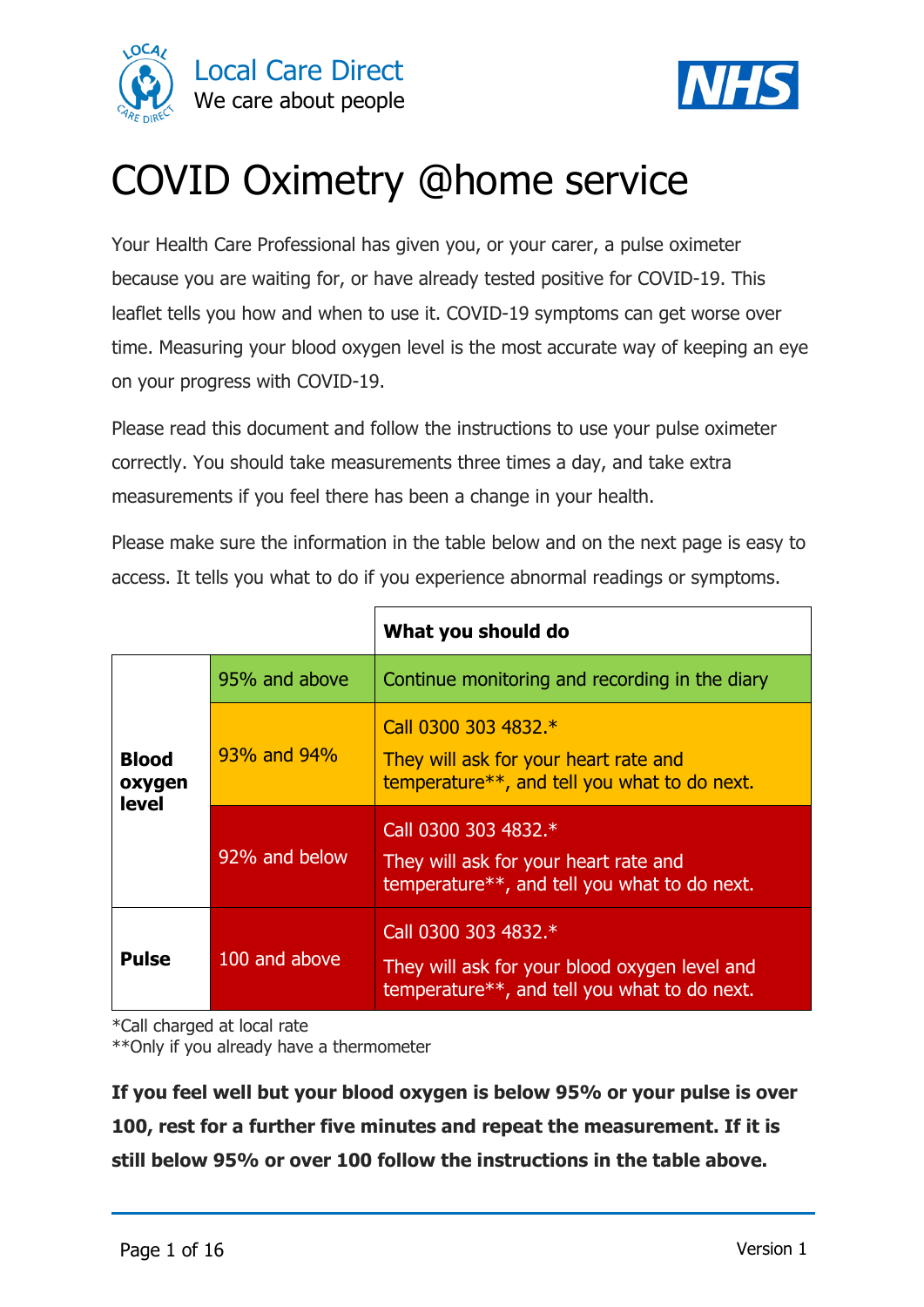Local Care Direct
We care about people

NHS

# COVID Oximetry @home service

Your Health Care Professional has given you, or your carer, a pulse oximeter because you are waiting for, or have already tested positive for COVID-19. This leaflet tells you how and when to use it. COVID-19 symptoms can get worse over time. Measuring your blood oxygen level is the most accurate way of keeping an eye on your progress with COVID-19.

Please read this document and follow the instructions to use your pulse oximeter correctly. You should take measurements three times a day, and take extra measurements if you feel there has been a change in your health.

Please make sure the information in the table below and on the next page is easy to access. It tells you what to do if you experience abnormal readings or symptoms.

| | | **What you should do** |
|---|---|---|
| **Blood oxygen level** | 95% and above | Continue monitoring and recording in the diary |
| | 93% and 94% | Call 0300 303 4832.* They will ask for your heart rate and temperature**, and tell you what to do next. |
| | 92% and below | Call 0300 303 4832.* They will ask for your heart rate and temperature**, and tell you what to do next. |
| **Pulse** | 100 and above | Call 0300 303 4832.* They will ask for your blood oxygen level and temperature**, and tell you what to do next. |

*Call charged at local rate
**Only if you already have a thermometer

**If you feel well but your blood oxygen is below 95% or your pulse is over 100, rest for a further five minutes and repeat the measurement. If it is still below 95% or over 100 follow the instructions in the table above.**

Version 1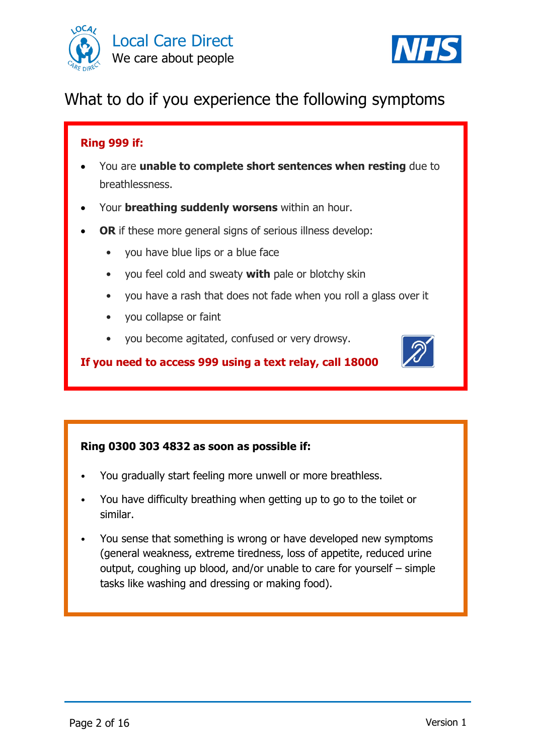Local Care Direct
We care about people

# What to do if you experience the following symptoms

**Ring 999 if:**

- You are **unable to complete short sentences when resting** due to breathlessness.
- Your **breathing suddenly worsens** within an hour.
- **OR** if these more general signs of serious illness develop:
    - you have blue lips or a blue face
    - you feel cold and sweaty **with** pale or blotchy skin
    - you have a rash that does not fade when you roll a glass over it
    - you collapse or faint
    - you become agitated, confused or very drowsy.

**If you need to access 999 using a text relay, call 18000**

**Ring 0300 303 4832 as soon as possible if:**

- You gradually start feeling more unwell or more breathless.
- You have difficulty breathing when getting up to go to the toilet or similar.
- You sense that something is wrong or have developed new symptoms (general weakness, extreme tiredness, loss of appetite, reduced urine output, coughing up blood, and/or unable to care for yourself – simple tasks like washing and dressing or making food).

Version 1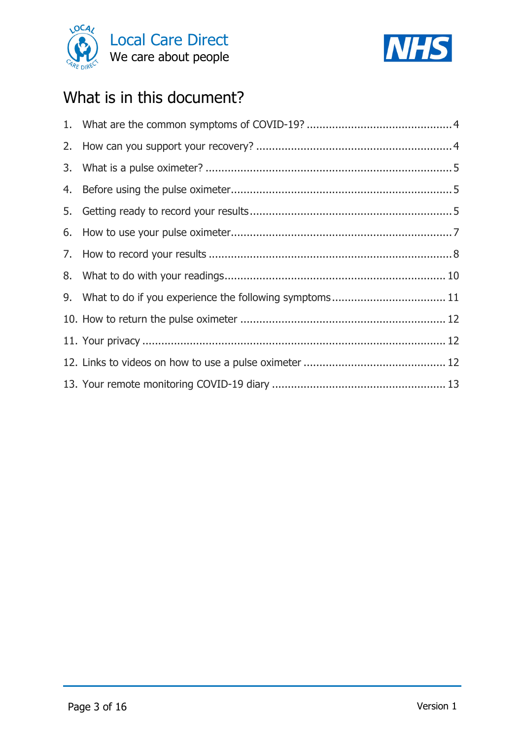# What is in this document?

1. What are the common symptoms of COVID-19? ............................................. 4
2. How can you support your recovery? ............................................. 4
3. What is a pulse oximeter? ............................................. 5
4. Before using the pulse oximeter ............................................. 5
5. Getting ready to record your results ............................................. 5
6. How to use your pulse oximeter ............................................. 7
7. How to record your results ............................................. 8
8. What to do with your readings ............................................. 10
9. What to do if you experience the following symptoms ............................................. 11
10. How to return the pulse oximeter ............................................. 12
11. Your privacy ............................................. 12
12. Links to videos on how to use a pulse oximeter ............................................. 12
13. Your remote monitoring COVID-19 diary ............................................. 13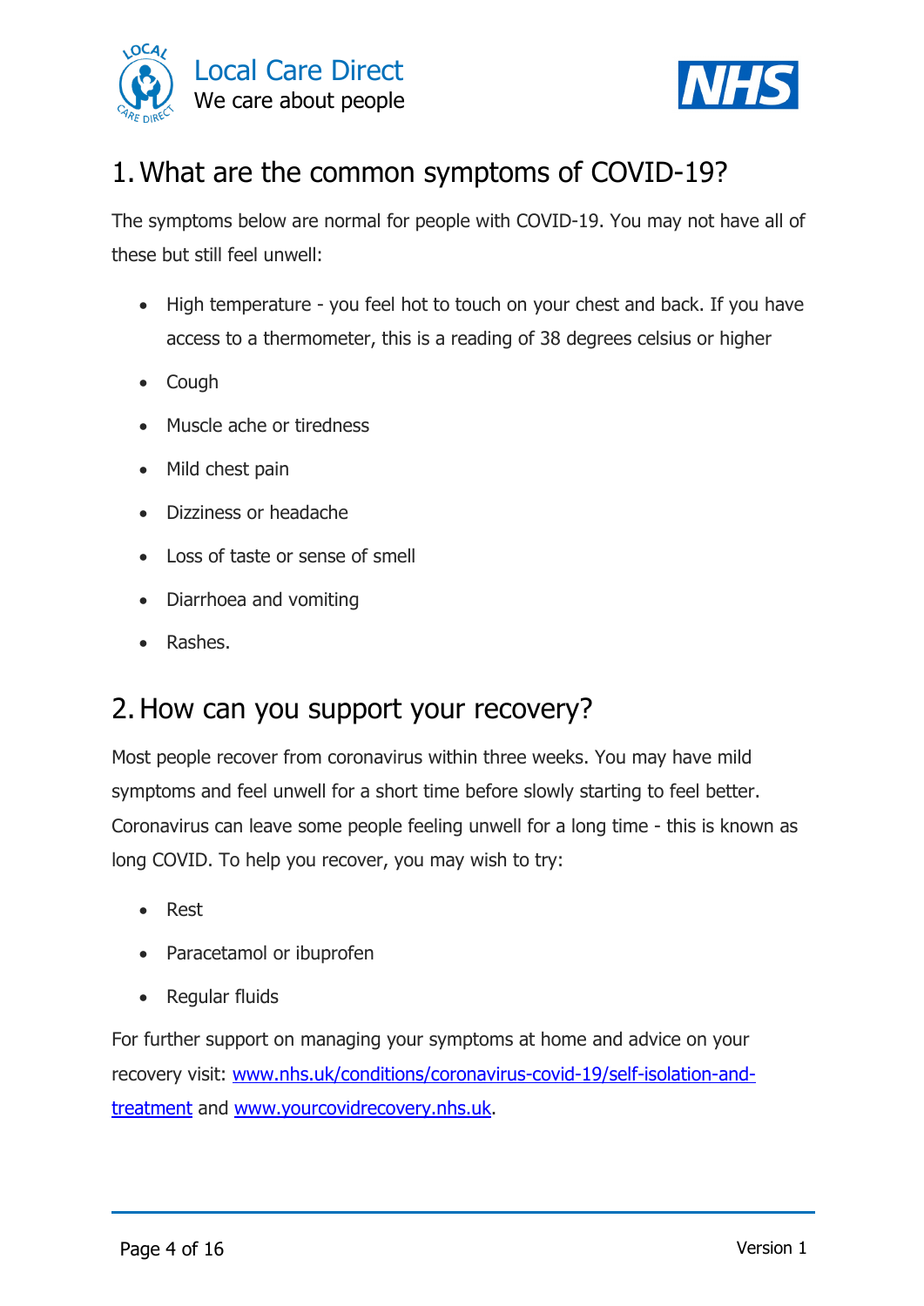## 1. What are the common symptoms of COVID-19?

The symptoms below are normal for people with COVID-19. You may not have all of these but still feel unwell:

- High temperature - you feel hot to touch on your chest and back. If you have access to a thermometer, this is a reading of 38 degrees celsius or higher
- Cough
- Muscle ache or tiredness
- Mild chest pain
- Dizziness or headache
- Loss of taste or sense of smell
- Diarrhoea and vomiting
- Rashes.

## 2. How can you support your recovery?

Most people recover from coronavirus within three weeks. You may have mild symptoms and feel unwell for a short time before slowly starting to feel better. Coronavirus can leave some people feeling unwell for a long time - this is known as long COVID. To help you recover, you may wish to try:

- Rest
- Paracetamol or ibuprofen
- Regular fluids

For further support on managing your symptoms at home and advice on your recovery visit: [www.nhs.uk/conditions/coronavirus-covid-19/self-isolation-and-treatment](www.nhs.uk/conditions/coronavirus-covid-19/self-isolation-and-treatment) and [www.yourcovidrecovery.nhs.uk](www.yourcovidrecovery.nhs.uk).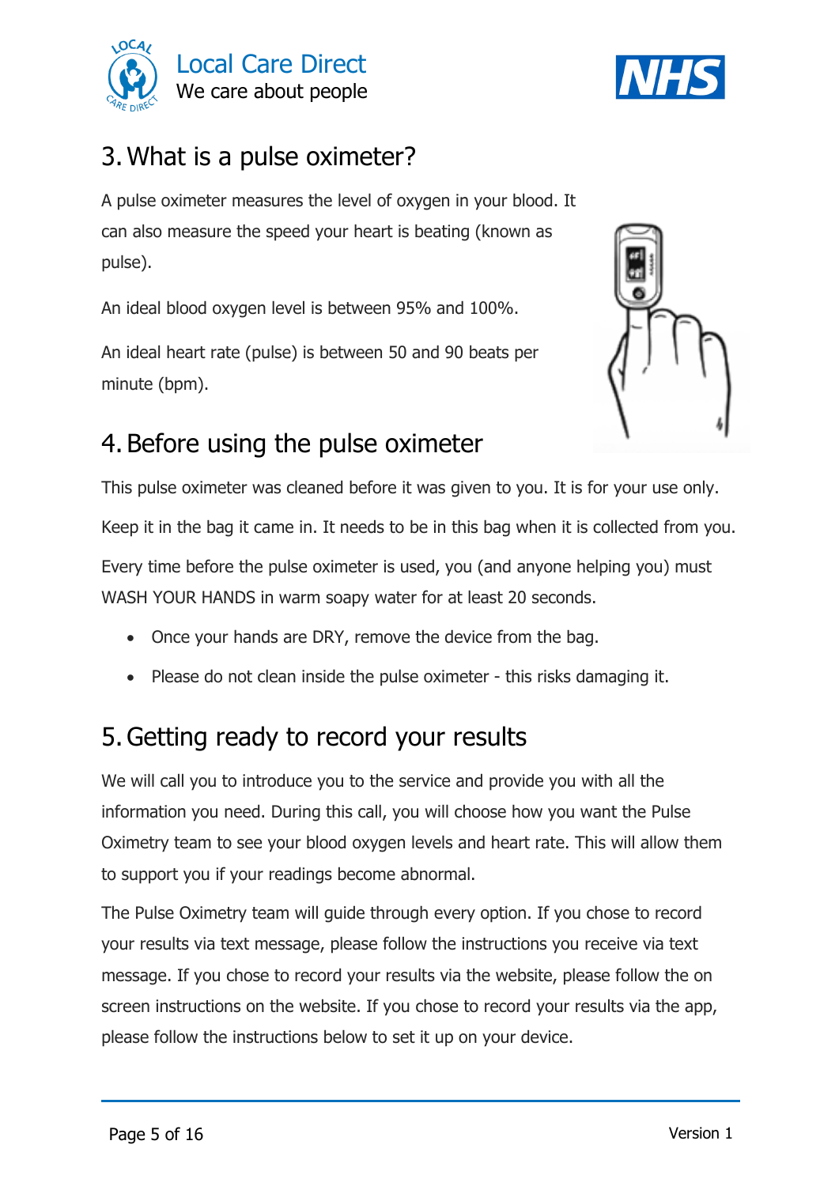## 3. What is a pulse oximeter?

A pulse oximeter measures the level of oxygen in your blood. It can also measure the speed your heart is beating (known as pulse).

An ideal blood oxygen level is between 95% and 100%.

An ideal heart rate (pulse) is between 50 and 90 beats per minute (bpm).

## 4. Before using the pulse oximeter

This pulse oximeter was cleaned before it was given to you. It is for your use only.

Keep it in the bag it came in. It needs to be in this bag when it is collected from you.

Every time before the pulse oximeter is used, you (and anyone helping you) must WASH YOUR HANDS in warm soapy water for at least 20 seconds.

- Once your hands are DRY, remove the device from the bag.
- Please do not clean inside the pulse oximeter - this risks damaging it.

## 5. Getting ready to record your results

We will call you to introduce you to the service and provide you with all the information you need. During this call, you will choose how you want the Pulse Oximetry team to see your blood oxygen levels and heart rate. This will allow them to support you if your readings become abnormal.

The Pulse Oximetry team will guide through every option. If you chose to record your results via text message, please follow the instructions you receive via text message. If you chose to record your results via the website, please follow the on screen instructions on the website. If you chose to record your results via the app, please follow the instructions below to set it up on your device.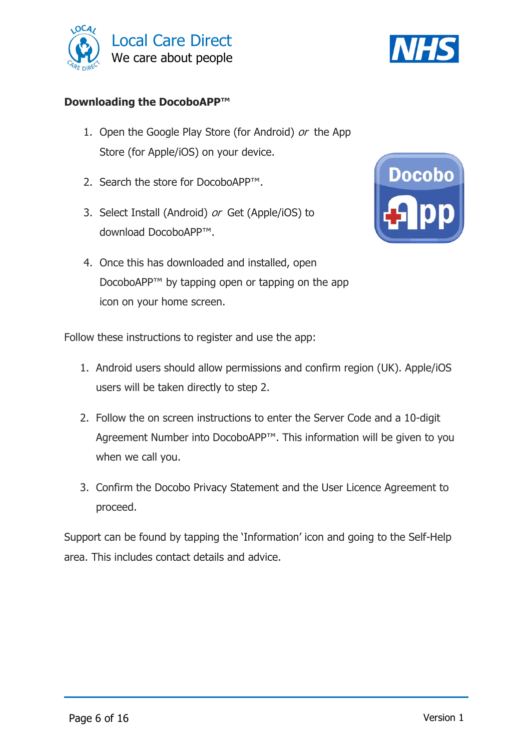**Downloading the DocoboAPP™**

1. Open the Google Play Store (for Android) *or* the App Store (for Apple/iOS) on your device.
2. Search the store for DocoboAPP™.
3. Select Install (Android) *or* Get (Apple/iOS) to download DocoboAPP™.
4. Once this has downloaded and installed, open DocoboAPP™ by tapping open or tapping on the app icon on your home screen.

Follow these instructions to register and use the app:

1. Android users should allow permissions and confirm region (UK). Apple/iOS users will be taken directly to step 2.
2. Follow the on screen instructions to enter the Server Code and a 10-digit Agreement Number into DocoboAPP™. This information will be given to you when we call you.
3. Confirm the Docobo Privacy Statement and the User Licence Agreement to proceed.

Support can be found by tapping the 'Information' icon and going to the Self-Help area. This includes contact details and advice.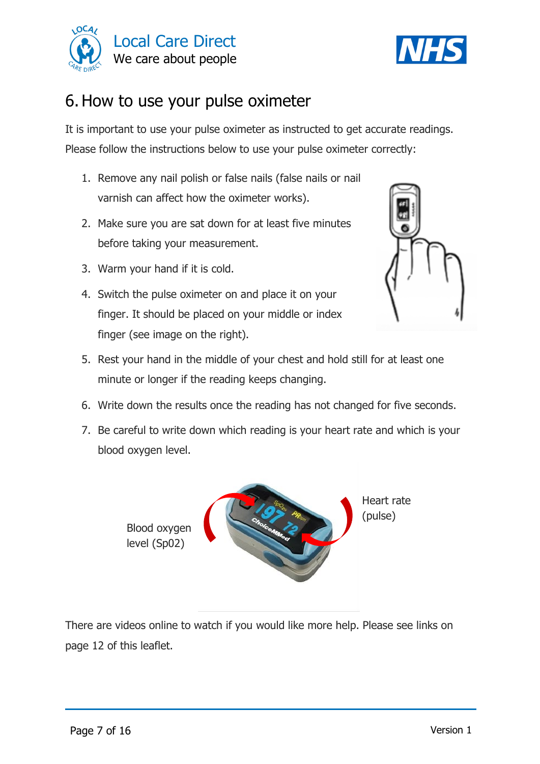# 6. How to use your pulse oximeter

It is important to use your pulse oximeter as instructed to get accurate readings. Please follow the instructions below to use your pulse oximeter correctly:

1. Remove any nail polish or false nails (false nails or nail varnish can affect how the oximeter works).
2. Make sure you are sat down for at least five minutes before taking your measurement.
3. Warm your hand if it is cold.
4. Switch the pulse oximeter on and place it on your finger. It should be placed on your middle or index finger (see image on the right).
5. Rest your hand in the middle of your chest and hold still for at least one minute or longer if the reading keeps changing.
6. Write down the results once the reading has not changed for five seconds.
7. Be careful to write down which reading is your heart rate and which is your blood oxygen level.

Blood oxygen level (Sp02)

Heart rate (pulse)

There are videos online to watch if you would like more help. Please see links on page 12 of this leaflet.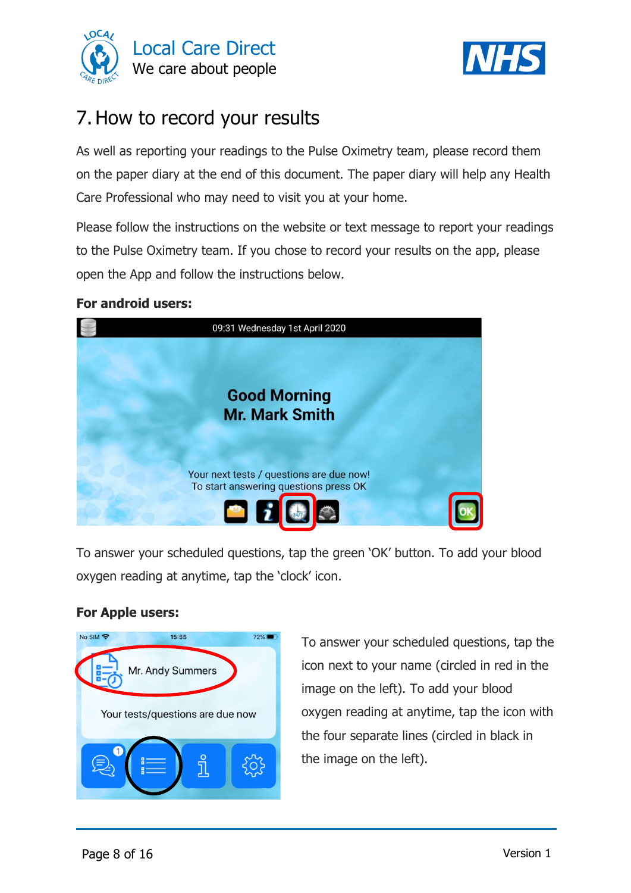# 7. How to record your results

As well as reporting your readings to the Pulse Oximetry team, please record them on the paper diary at the end of this document. The paper diary will help any Health Care Professional who may need to visit you at your home.

Please follow the instructions on the website or text message to report your readings to the Pulse Oximetry team. If you chose to record your results on the app, please open the App and follow the instructions below.

**For android users:**

To answer your scheduled questions, tap the green 'OK' button. To add your blood oxygen reading at anytime, tap the 'clock' icon.

**For Apple users:**

To answer your scheduled questions, tap the icon next to your name (circled in red in the image on the left). To add your blood oxygen reading at anytime, tap the icon with the four separate lines (circled in black in the image on the left).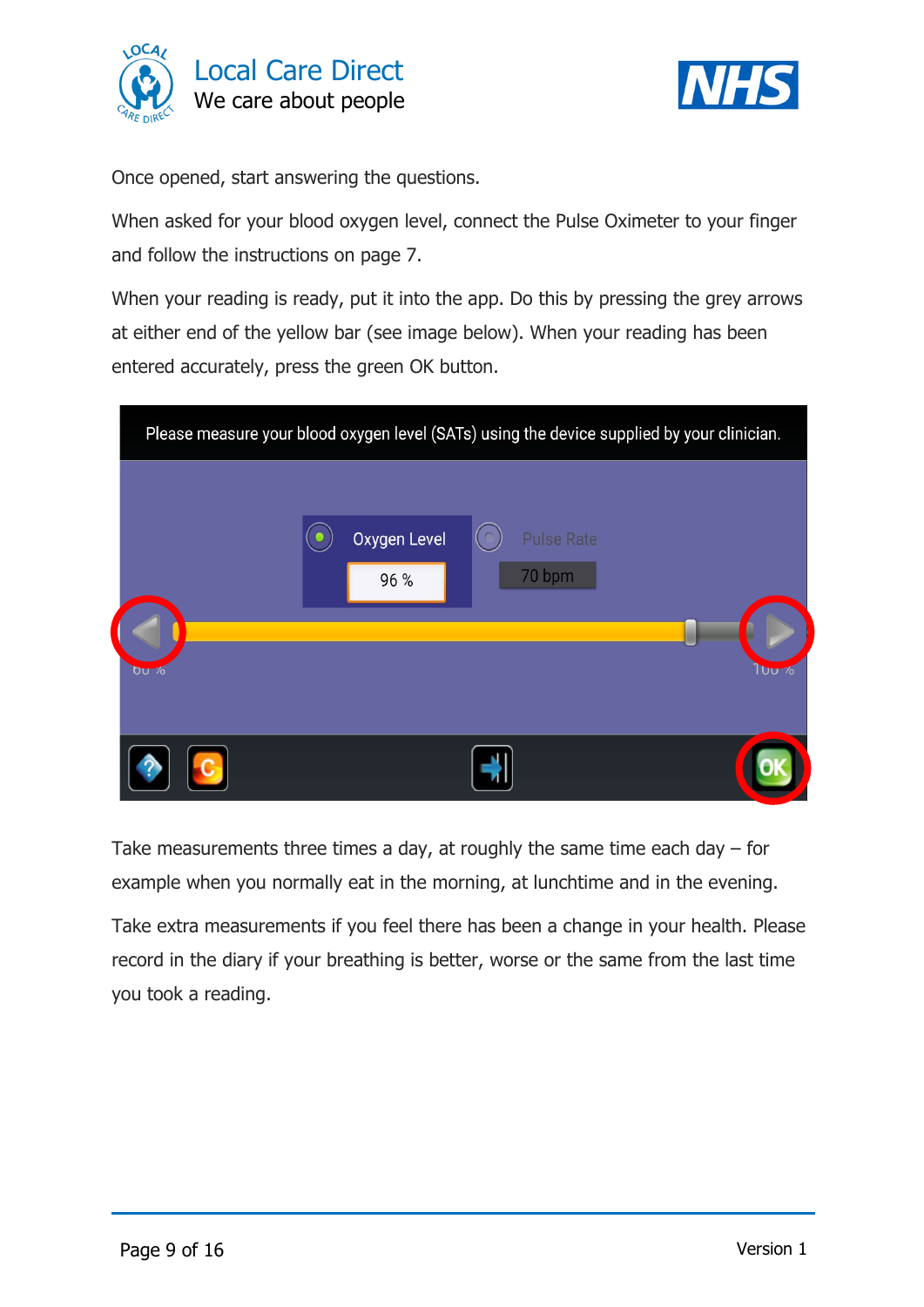Once opened, start answering the questions.

When asked for your blood oxygen level, connect the Pulse Oximeter to your finger and follow the instructions on page 7.

When your reading is ready, put it into the app. Do this by pressing the grey arrows at either end of the yellow bar (see image below). When your reading has been entered accurately, press the green OK button.

Take measurements three times a day, at roughly the same time each day – for example when you normally eat in the morning, at lunchtime and in the evening.

Take extra measurements if you feel there has been a change in your health. Please record in the diary if your breathing is better, worse or the same from the last time you took a reading.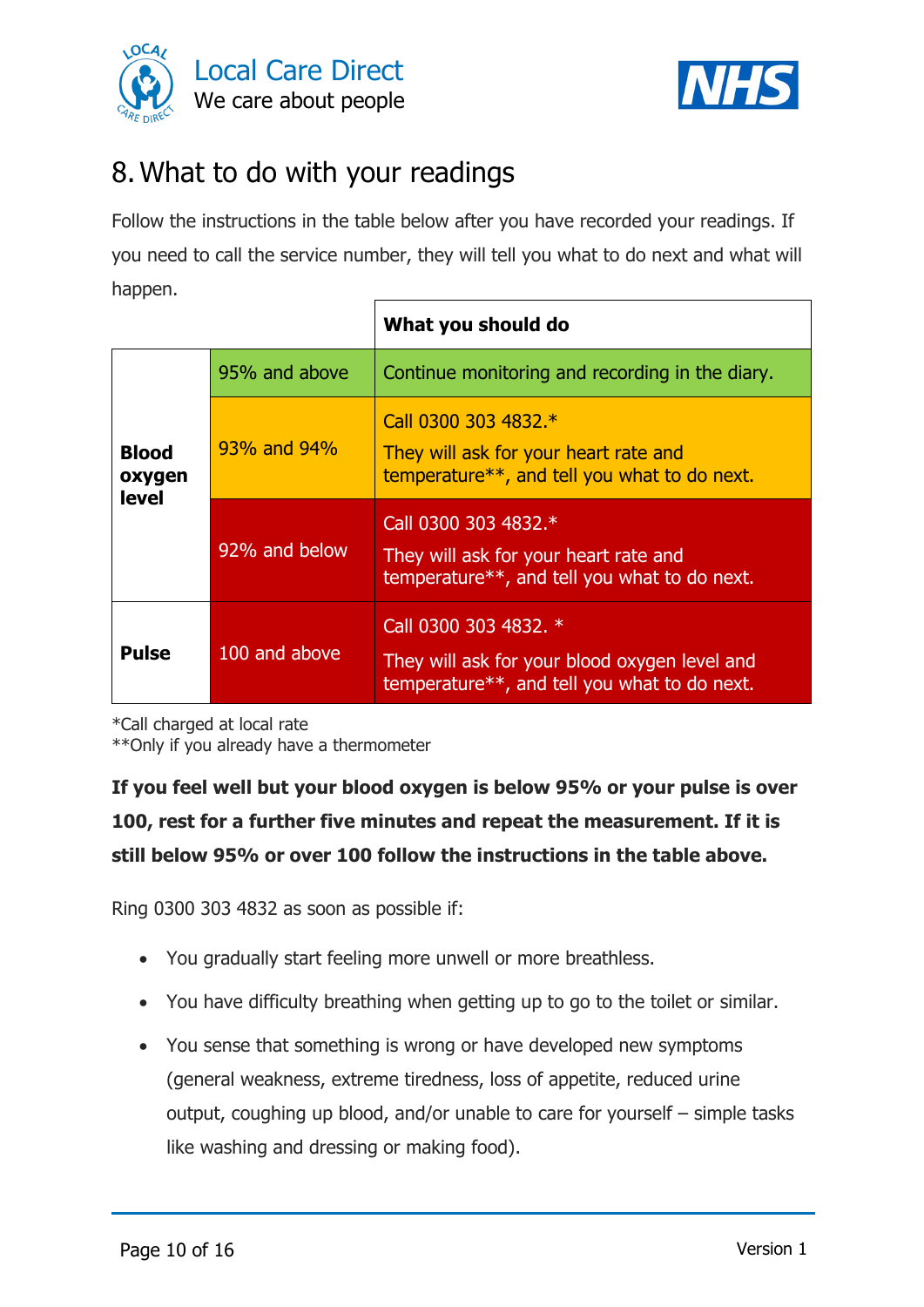## 8. What to do with your readings

Follow the instructions in the table below after you have recorded your readings. If you need to call the service number, they will tell you what to do next and what will happen.

| | | What you should do |
|---|---|---|
| **Blood oxygen level** | 95% and above | Continue monitoring and recording in the diary. |
| | 93% and 94% | Call 0300 303 4832.* They will ask for your heart rate and temperature**, and tell you what to do next. |
| | 92% and below | Call 0300 303 4832.* They will ask for your heart rate and temperature**, and tell you what to do next. |
| **Pulse** | 100 and above | Call 0300 303 4832. * They will ask for your blood oxygen level and temperature**, and tell you what to do next. |

*Call charged at local rate
**Only if you already have a thermometer

**If you feel well but your blood oxygen is below 95% or your pulse is over 100, rest for a further five minutes and repeat the measurement. If it is still below 95% or over 100 follow the instructions in the table above.**

Ring 0300 303 4832 as soon as possible if:

- You gradually start feeling more unwell or more breathless.
- You have difficulty breathing when getting up to go to the toilet or similar.
- You sense that something is wrong or have developed new symptoms (general weakness, extreme tiredness, loss of appetite, reduced urine output, coughing up blood, and/or unable to care for yourself – simple tasks like washing and dressing or making food).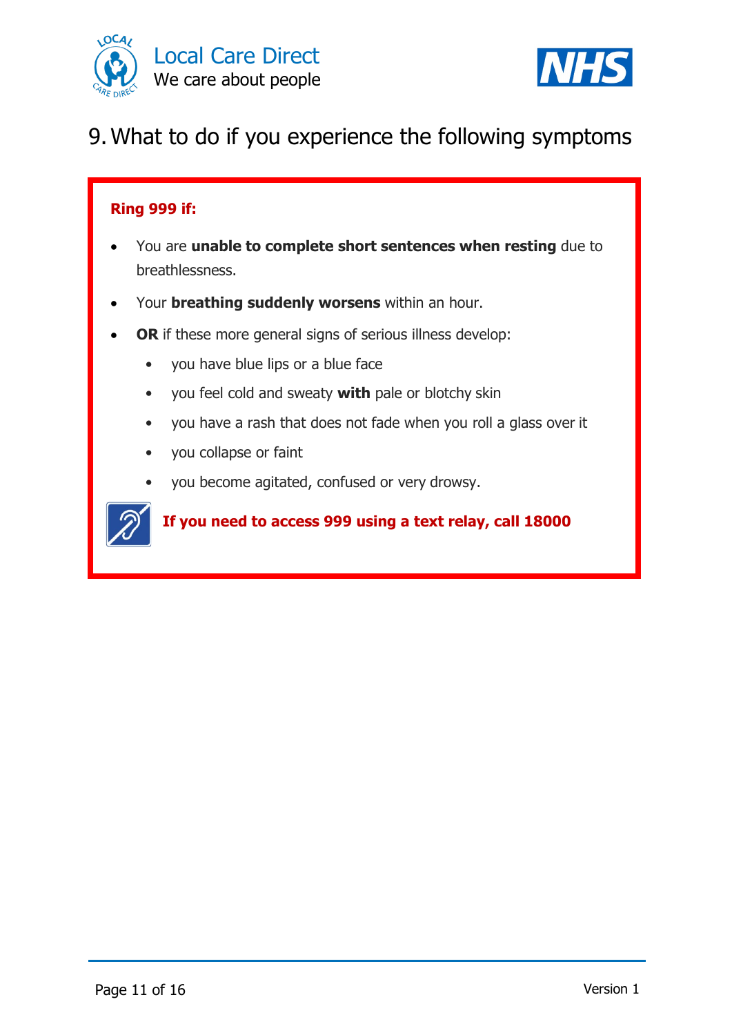# 9. What to do if you experience the following symptoms

**Ring 999 if:**

- You are **unable to complete short sentences when resting** due to breathlessness.
- Your **breathing suddenly worsens** within an hour.
- **OR** if these more general signs of serious illness develop:
  - you have blue lips or a blue face
  - you feel cold and sweaty **with** pale or blotchy skin
  - you have a rash that does not fade when you roll a glass over it
  - you collapse or faint
  - you become agitated, confused or very drowsy.

**If you need to access 999 using a text relay, call 18000**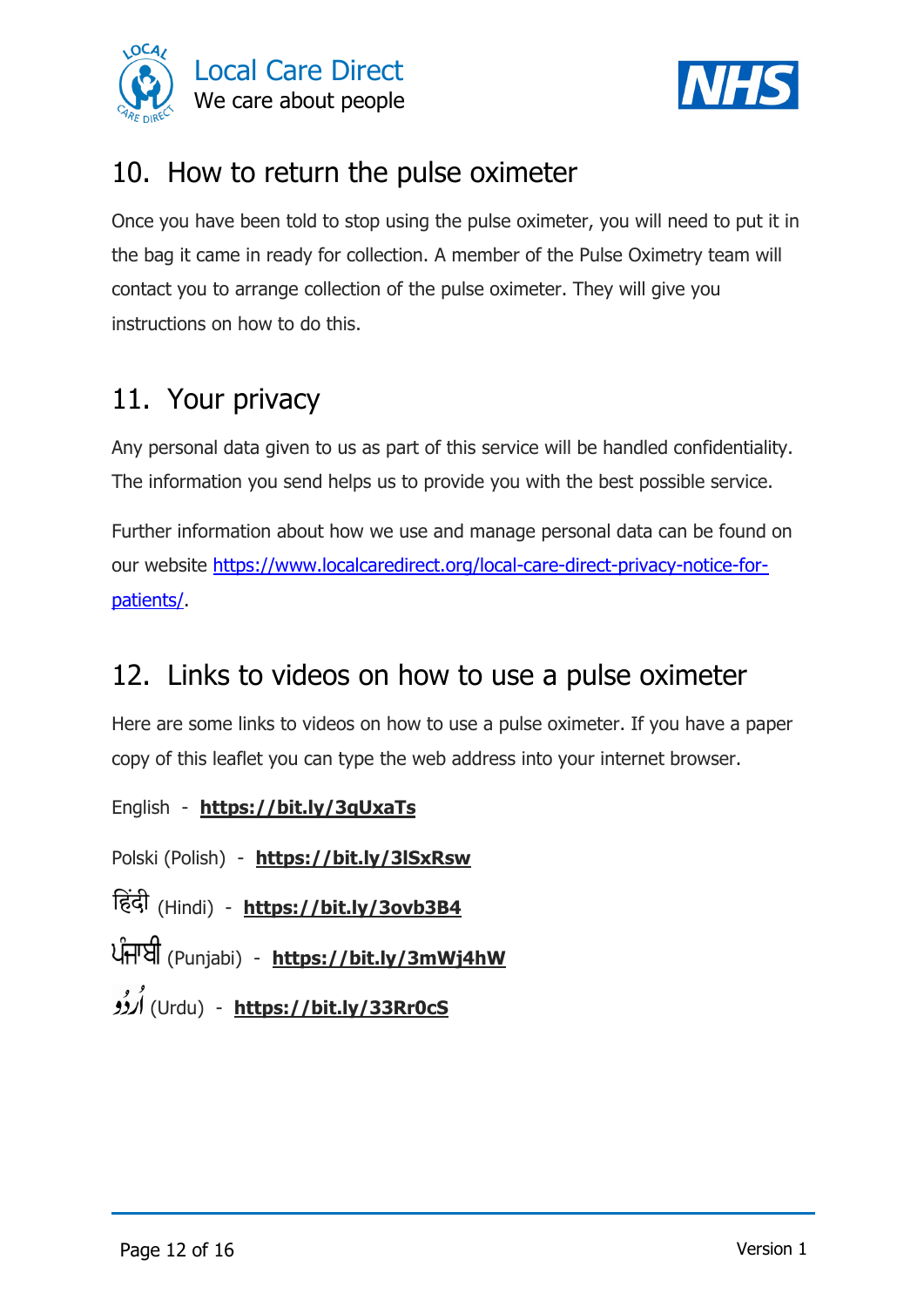## 10. How to return the pulse oximeter

Once you have been told to stop using the pulse oximeter, you will need to put it in the bag it came in ready for collection. A member of the Pulse Oximetry team will contact you to arrange collection of the pulse oximeter. They will give you instructions on how to do this.

## 11. Your privacy

Any personal data given to us as part of this service will be handled confidentiality. The information you send helps us to provide you with the best possible service.

Further information about how we use and manage personal data can be found on our website https://www.localcaredirect.org/local-care-direct-privacy-notice-for-patients/.

## 12. Links to videos on how to use a pulse oximeter

Here are some links to videos on how to use a pulse oximeter. If you have a paper copy of this leaflet you can type the web address into your internet browser.

English - **https://bit.ly/3qUxaTs**

Polski (Polish) - **https://bit.ly/3lSxRsw**

हिंदी (Hindi) - **https://bit.ly/3ovb3B4**

ਪੰਜਾਬੀ (Punjabi) - **https://bit.ly/3mWj4hW**

اُردُو (Urdu) - **https://bit.ly/33Rr0cS**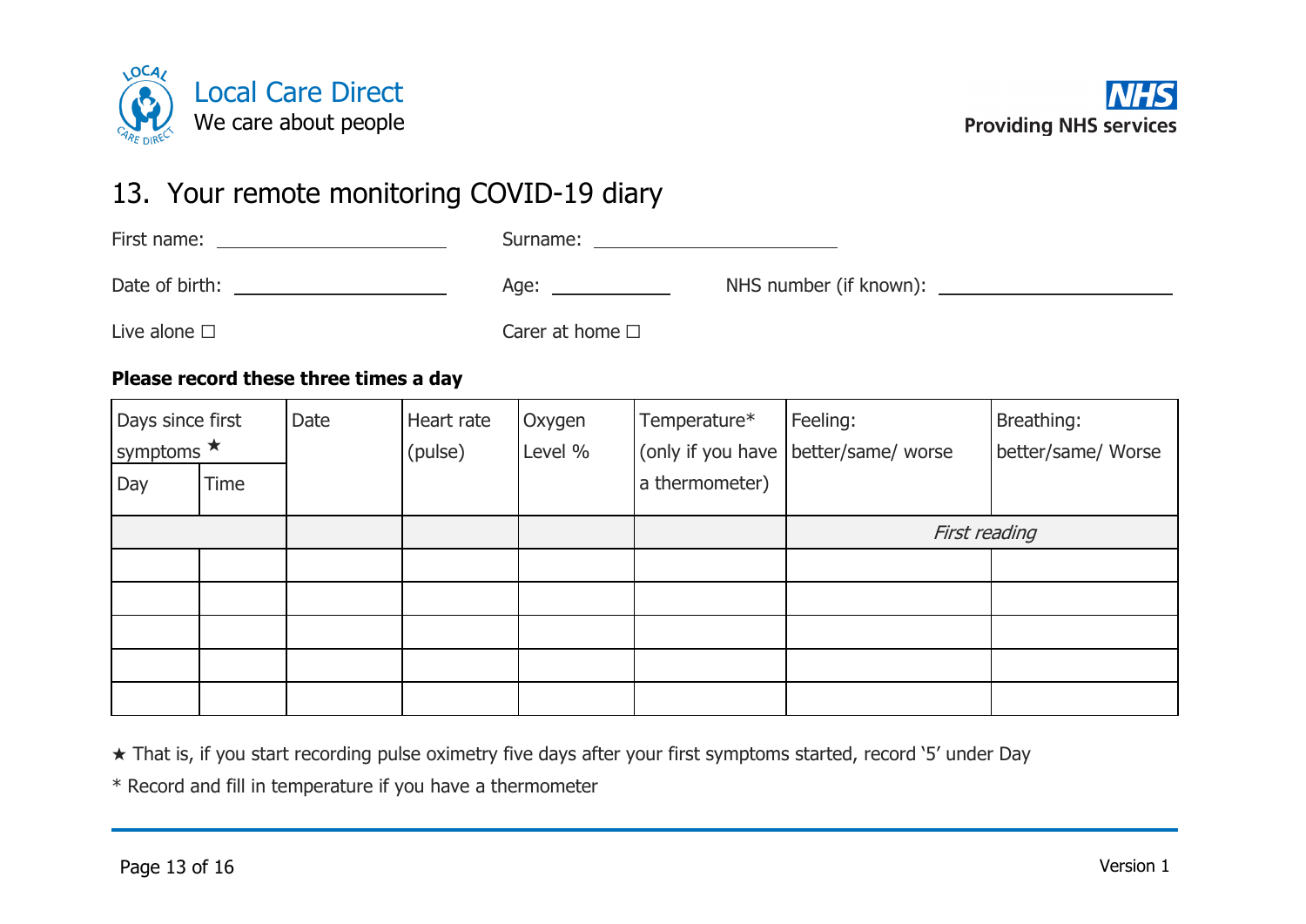Local Care Direct
We care about people

Providing NHS services

## 13. Your remote monitoring COVID-19 diary

First name: ____________________ Surname: ____________________

Date of birth: ____________________ Age: __________ NHS number (if known): ____________________

Live alone ☐ Carer at home ☐

**Please record these three times a day**

| Days since first symptoms ★ | | Date | Heart rate (pulse) | Oxygen Level % | Temperature* (only if you have a thermometer) | Feeling: better/same/ worse | Breathing: better/same/ Worse |
|---|---|---|---|---|---|---|---|
| Day | Time | | | | | | |
| | | | | | | *First reading* | |
| | | | | | | | |
| | | | | | | | |
| | | | | | | | |
| | | | | | | | |
| | | | | | | | |

★ That is, if you start recording pulse oximetry five days after your first symptoms started, record '5' under Day

* Record and fill in temperature if you have a thermometer

Version 1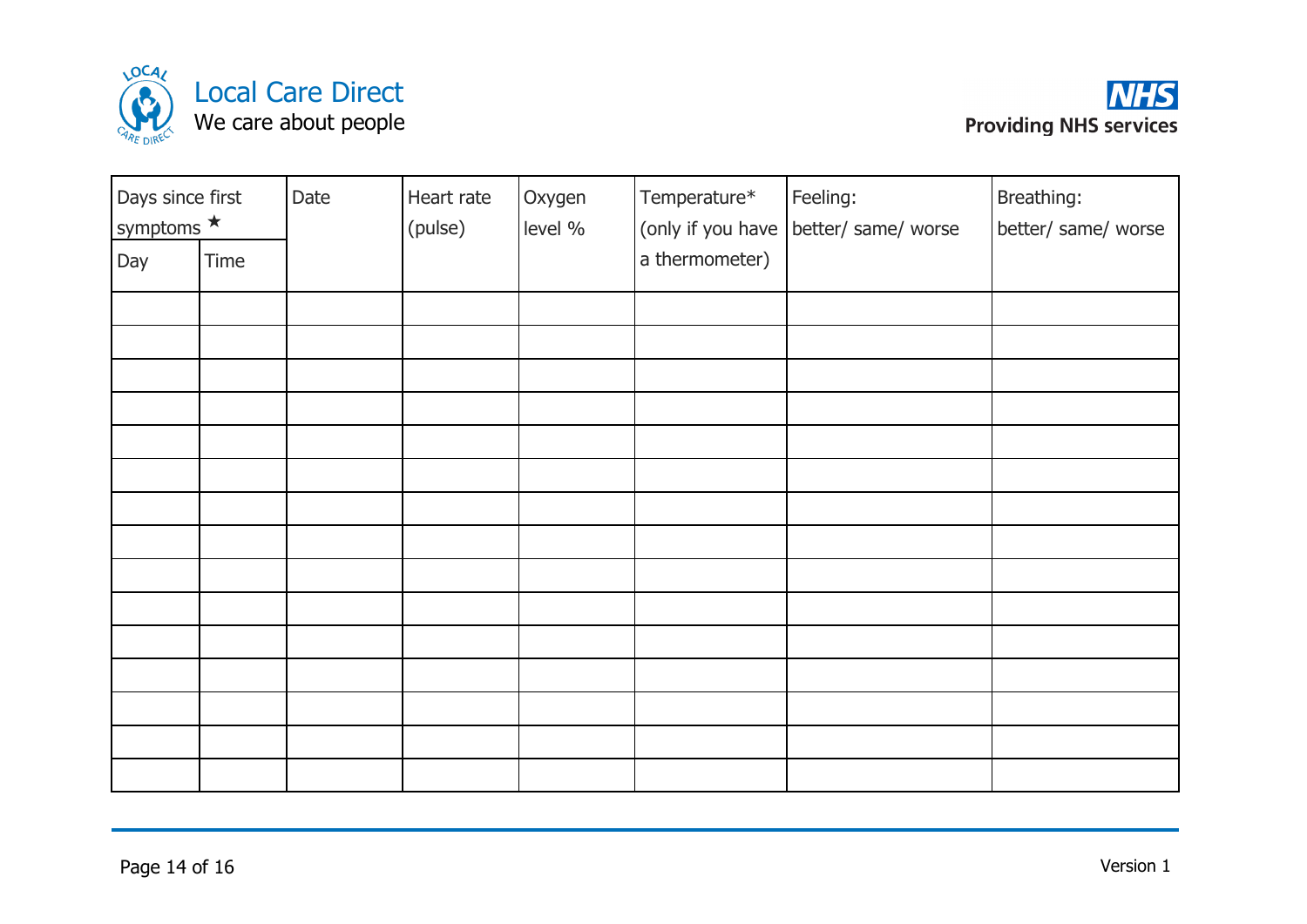| Days since first symptoms ★ | | Date | Heart rate (pulse) | Oxygen level % | Temperature* (only if you have a thermometer) | Feeling: better/ same/ worse | Breathing: better/ same/ worse |
|---|---|---|---|---|---|---|---|
| Day | Time | | | | | | |
| | | | | | | | |
| | | | | | | | |
| | | | | | | | |
| | | | | | | | |
| | | | | | | | |
| | | | | | | | |
| | | | | | | | |
| | | | | | | | |
| | | | | | | | |
| | | | | | | | |
| | | | | | | | |
| | | | | | | | |
| | | | | | | | |
| | | | | | | | |
| | | | | | | | |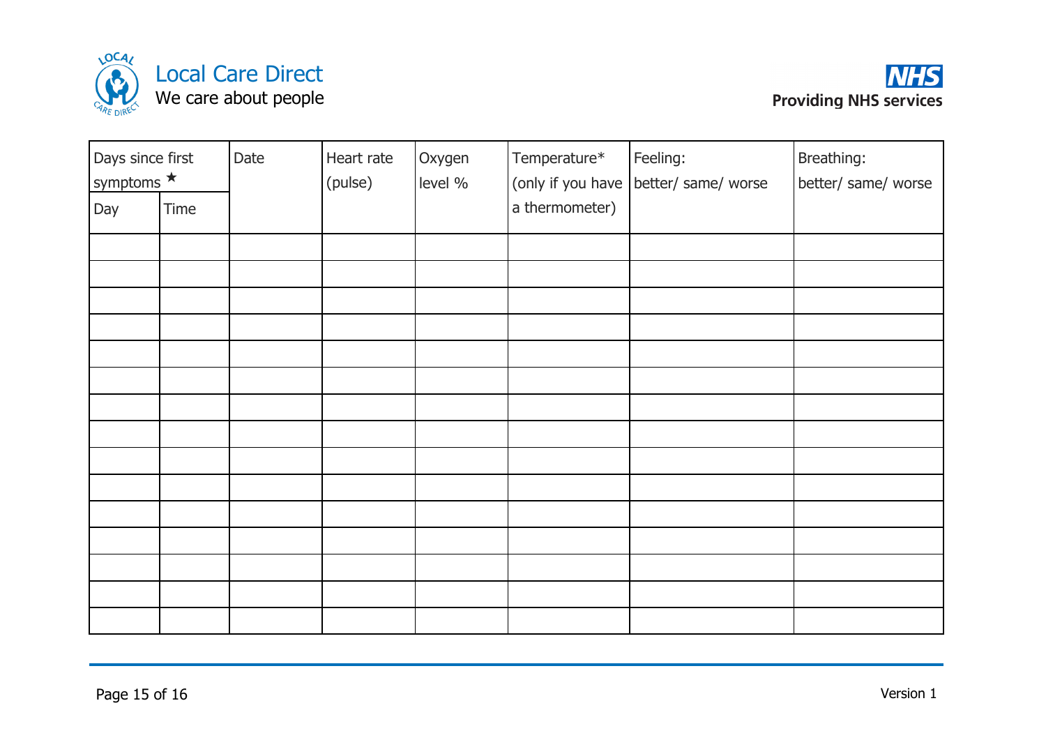| Days since first symptoms ★ | | Date | Heart rate (pulse) | Oxygen level % | Temperature* (only if you have a thermometer) | Feeling: better/ same/ worse | Breathing: better/ same/ worse |
|---|---|---|---|---|---|---|---|
| Day | Time | | | | | | |
| | | | | | | | |
| | | | | | | | |
| | | | | | | | |
| | | | | | | | |
| | | | | | | | |
| | | | | | | | |
| | | | | | | | |
| | | | | | | | |
| | | | | | | | |
| | | | | | | | |
| | | | | | | | |
| | | | | | | | |
| | | | | | | | |
| | | | | | | | |
| | | | | | | | |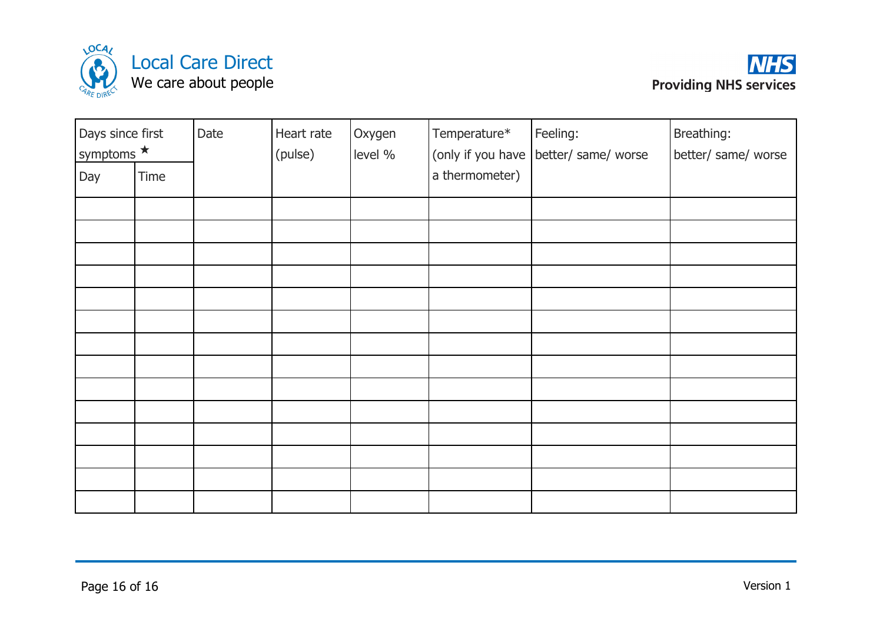Local Care Direct
We care about people

Providing NHS services

| Days since first symptoms ★ | | Date | Heart rate (pulse) | Oxygen level % | Temperature* (only if you have a thermometer) | Feeling: better/ same/ worse | Breathing: better/ same/ worse |
|---|---|---|---|---|---|---|---|
| Day | Time | | | | | | |
| | | | | | | | |
| | | | | | | | |
| | | | | | | | |
| | | | | | | | |
| | | | | | | | |
| | | | | | | | |
| | | | | | | | |
| | | | | | | | |
| | | | | | | | |
| | | | | | | | |
| | | | | | | | |
| | | | | | | | |
| | | | | | | | |
| | | | | | | | |

Version 1